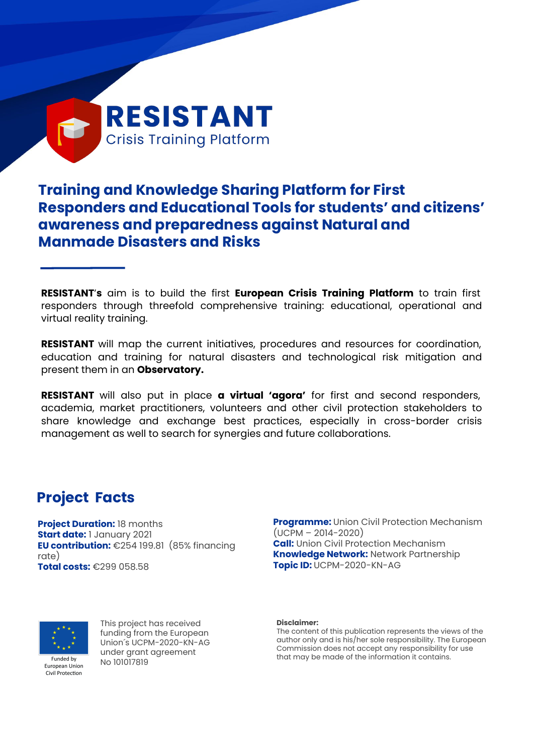# RESISTANT

Crisis Training Platform

## Training and Knowledge Sharing Platform for First Responders and Educational Tools for students' and citizens' awareness and preparedness against Natural and Manmade Disasters and Risks

**RESISTANT**'s aim is to build the first **European Crisis Training Platform** to train first responders through threefold comprehensive training: educational, operational and virtual reality training.

**RESISTANT** will map the current initiatives, procedures and resources for coordination, education and training for natural disasters and technological risk mitigation and present them in an **Observatory.**

**RESISTANT** will also put in place **a virtual 'agora'** for first and second responders, academia, market practitioners, volunteers and other civil protection stakeholders to share knowledge and exchange best practices, especially in cross-border crisis management as well to search for synergies and future collaborations.

## Project Facts

**Project Duration:** 18 months
**Start date:** 1 January 2021
**EU contribution:** €254 199.81 (85% financing rate)
**Total costs:** €299 058.58

**Programme:** Union Civil Protection Mechanism (UCPM – 2014-2020)
**Call:** Union Civil Protection Mechanism
**Knowledge Network:** Network Partnership
**Topic ID:** UCPM-2020-KN-AG

Funded by European Union Civil Protection

This project has received funding from the European Union´s UCPM-2020-KN-AG under grant agreement No 101017819

**Disclaimer:**
The content of this publication represents the views of the author only and is his/her sole responsibility. The European Commission does not accept any responsibility for use that may be made of the information it contains.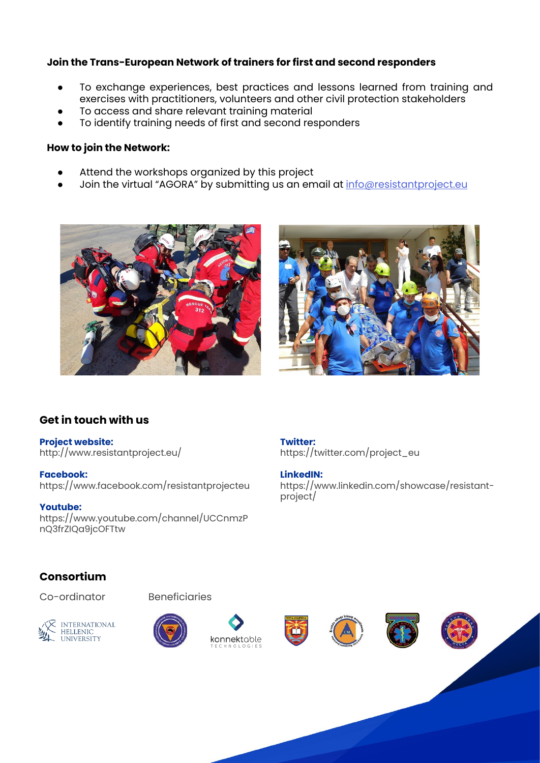**Join the Trans-European Network of trainers for first and second responders**

- To exchange experiences, best practices and lessons learned from training and exercises with practitioners, volunteers and other civil protection stakeholders
- To access and share relevant training material
- To identify training needs of first and second responders

**How to join the Network:**

- Attend the workshops organized by this project
- Join the virtual "AGORA" by submitting us an email at info@resistantproject.eu

## Get in touch with us

**Project website:**
http://www.resistantproject.eu/

**Facebook:**
https://www.facebook.com/resistantprojecteu

**Youtube:**
https://www.youtube.com/channel/UCCnmzPnQ3frZIQa9jcOFTtw

**Twitter:**
https://twitter.com/project_eu

**LinkedIN:**
https://www.linkedin.com/showcase/resistant-project/

## Consortium

Co-ordinator

INTERNATIONAL HELLENIC UNIVERSITY

Beneficiaries

konnektable TECHNOLOGIES